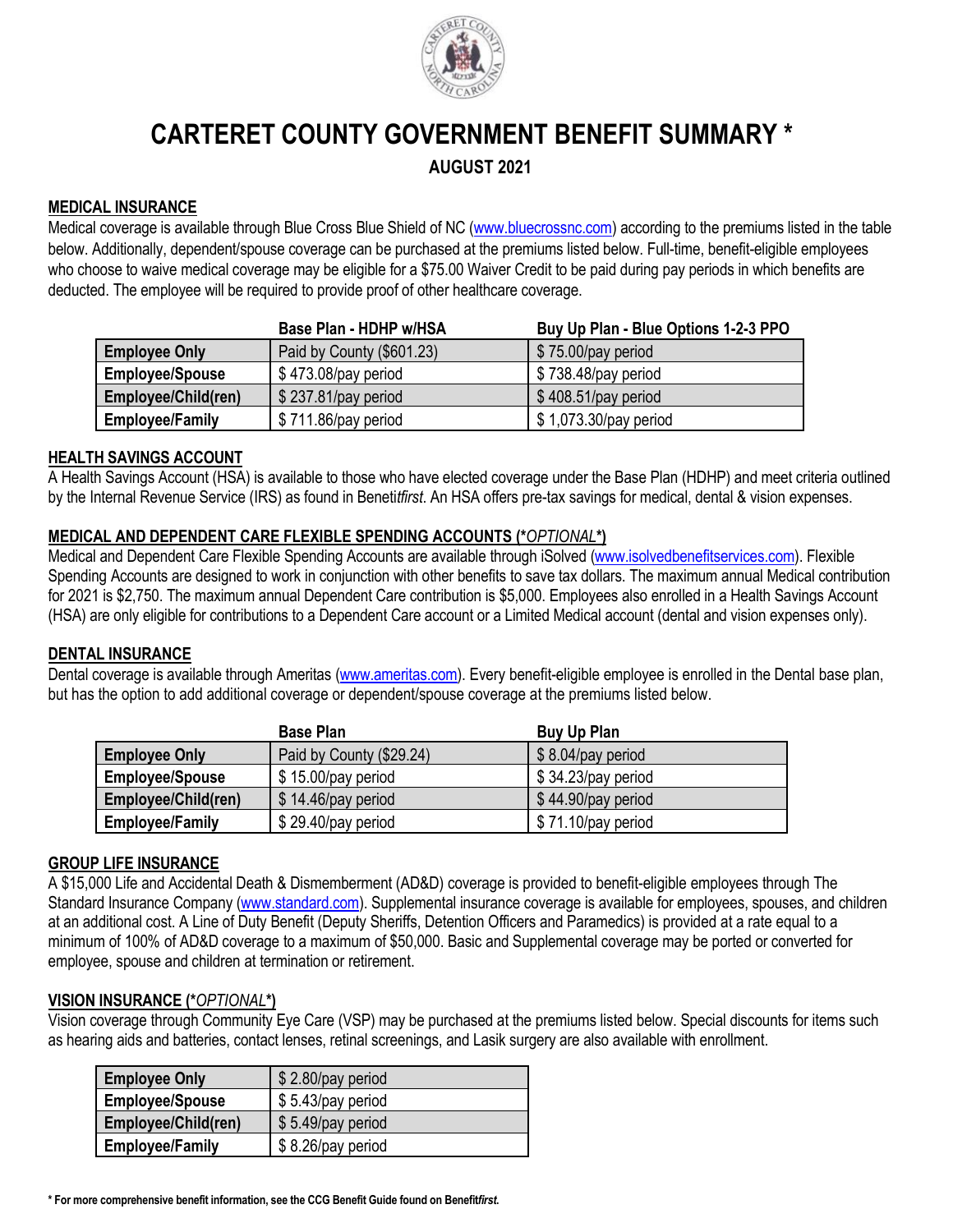# CARTERET COUNTY GOVERNMENT BENEFIT SUMMARY *

## AUGUST 2021

### MEDICAL INSURANCE

Medical coverage is available through Blue Cross Blue Shield of NC (www.bluecrossnc.com) according to the premiums listed in the table below. Additionally, dependent/spouse coverage can be purchased at the premiums listed below. Full-time, benefit-eligible employees who choose to waive medical coverage may be eligible for a $75.00 Waiver Credit to be paid during pay periods in which benefits are deducted. The employee will be required to provide proof of other healthcare coverage.

| | Base Plan - HDHP w/HSA | Buy Up Plan - Blue Options 1-2-3 PPO |
|---|---|---|
| **Employee Only** | Paid by County ($601.23) | $ 75.00/pay period |
| **Employee/Spouse** | $ 473.08/pay period | $ 738.48/pay period |
| **Employee/Child(ren)** | $ 237.81/pay period | $ 408.51/pay period |
| **Employee/Family** | $ 711.86/pay period | $ 1,073.30/pay period |

### HEALTH SAVINGS ACCOUNT

A Health Savings Account (HSA) is available to those who have elected coverage under the Base Plan (HDHP) and meet criteria outlined by the Internal Revenue Service (IRS) as found in Benefit*first*. An HSA offers pre-tax savings for medical, dental & vision expenses.

### MEDICAL AND DEPENDENT CARE FLEXIBLE SPENDING ACCOUNTS (**OPTIONAL**)

Medical and Dependent Care Flexible Spending Accounts are available through iSolved (www.isolvedbenefitservices.com). Flexible Spending Accounts are designed to work in conjunction with other benefits to save tax dollars. The maximum annual Medical contribution for 2021 is $2,750. The maximum annual Dependent Care contribution is $5,000. Employees also enrolled in a Health Savings Account (HSA) are only eligible for contributions to a Dependent Care account or a Limited Medical account (dental and vision expenses only).

### DENTAL INSURANCE

Dental coverage is available through Ameritas (www.ameritas.com). Every benefit-eligible employee is enrolled in the Dental base plan, but has the option to add additional coverage or dependent/spouse coverage at the premiums listed below.

| | Base Plan | Buy Up Plan |
|---|---|---|
| **Employee Only** | Paid by County ($29.24) | $ 8.04/pay period |
| **Employee/Spouse** | $ 15.00/pay period | $ 34.23/pay period |
| **Employee/Child(ren)** | $ 14.46/pay period | $ 44.90/pay period |
| **Employee/Family** | $ 29.40/pay period | $ 71.10/pay period |

### GROUP LIFE INSURANCE

A $15,000 Life and Accidental Death & Dismemberment (AD&D) coverage is provided to benefit-eligible employees through The Standard Insurance Company (www.standard.com). Supplemental insurance coverage is available for employees, spouses, and children at an additional cost. A Line of Duty Benefit (Deputy Sheriffs, Detention Officers and Paramedics) is provided at a rate equal to a minimum of 100% of AD&D coverage to a maximum of $50,000. Basic and Supplemental coverage may be ported or converted for employee, spouse and children at termination or retirement.

### VISION INSURANCE (**OPTIONAL**)

Vision coverage through Community Eye Care (VSP) may be purchased at the premiums listed below. Special discounts for items such as hearing aids and batteries, contact lenses, retinal screenings, and Lasik surgery are also available with enrollment.

| | |
|---|---|
| **Employee Only** | $ 2.80/pay period |
| **Employee/Spouse** | $ 5.43/pay period |
| **Employee/Child(ren)** | $ 5.49/pay period |
| **Employee/Family** | $ 8.26/pay period |

**\* For more comprehensive benefit information, see the CCG Benefit Guide found on Benefit*first*.**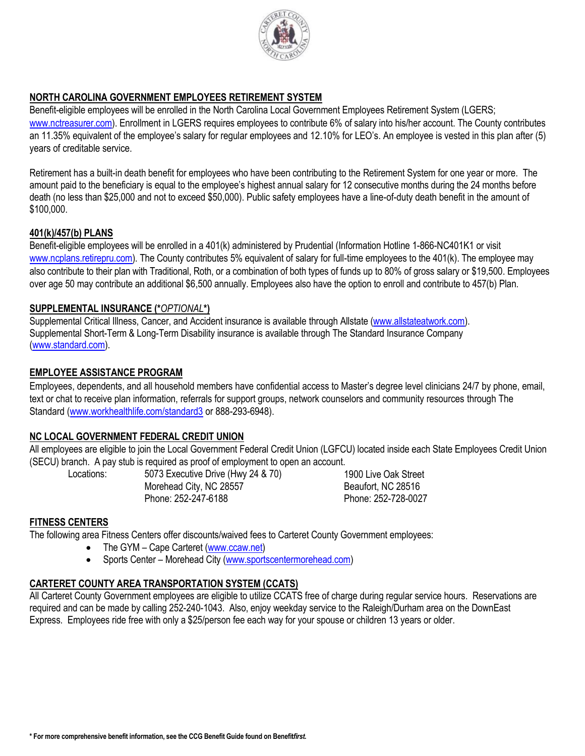## NORTH CAROLINA GOVERNMENT EMPLOYEES RETIREMENT SYSTEM

Benefit-eligible employees will be enrolled in the North Carolina Local Government Employees Retirement System (LGERS; www.nctreasurer.com). Enrollment in LGERS requires employees to contribute 6% of salary into his/her account. The County contributes an 11.35% equivalent of the employee's salary for regular employees and 12.10% for LEO's. An employee is vested in this plan after (5) years of creditable service.

Retirement has a built-in death benefit for employees who have been contributing to the Retirement System for one year or more. The amount paid to the beneficiary is equal to the employee's highest annual salary for 12 consecutive months during the 24 months before death (no less than $25,000 and not to exceed $50,000). Public safety employees have a line-of-duty death benefit in the amount of $100,000.

## 401(k)/457(b) PLANS

Benefit-eligible employees will be enrolled in a 401(k) administered by Prudential (Information Hotline 1-866-NC401K1 or visit www.ncplans.retirepru.com). The County contributes 5% equivalent of salary for full-time employees to the 401(k). The employee may also contribute to their plan with Traditional, Roth, or a combination of both types of funds up to 80% of gross salary or $19,500. Employees over age 50 may contribute an additional $6,500 annually. Employees also have the option to enroll and contribute to 457(b) Plan.

## SUPPLEMENTAL INSURANCE (**OPTIONAL**)

Supplemental Critical Illness, Cancer, and Accident insurance is available through Allstate (www.allstateatwork.com).
Supplemental Short-Term & Long-Term Disability insurance is available through The Standard Insurance Company (www.standard.com).

## EMPLOYEE ASSISTANCE PROGRAM

Employees, dependents, and all household members have confidential access to Master's degree level clinicians 24/7 by phone, email, text or chat to receive plan information, referrals for support groups, network counselors and community resources through The Standard (www.workhealthlife.com/standard3 or 888-293-6948).

## NC LOCAL GOVERNMENT FEDERAL CREDIT UNION

All employees are eligible to join the Local Government Federal Credit Union (LGFCU) located inside each State Employees Credit Union (SECU) branch. A pay stub is required as proof of employment to open an account.

| | | |
|---|---|---|
| Locations: | 5073 Executive Drive (Hwy 24 & 70)<br>Morehead City, NC 28557<br>Phone: 252-247-6188 | 1900 Live Oak Street<br>Beaufort, NC 28516<br>Phone: 252-728-0027 |

## FITNESS CENTERS

The following area Fitness Centers offer discounts/waived fees to Carteret County Government employees:

- The GYM – Cape Carteret (www.ccaw.net)
- Sports Center – Morehead City (www.sportscentermorehead.com)

## CARTERET COUNTY AREA TRANSPORTATION SYSTEM (CCATS)

All Carteret County Government employees are eligible to utilize CCATS free of charge during regular service hours. Reservations are required and can be made by calling 252-240-1043. Also, enjoy weekday service to the Raleigh/Durham area on the DownEast Express. Employees ride free with only a $25/person fee each way for your spouse or children 13 years or older.

**\* For more comprehensive benefit information, see the CCG Benefit Guide found on Benefit*first*.**